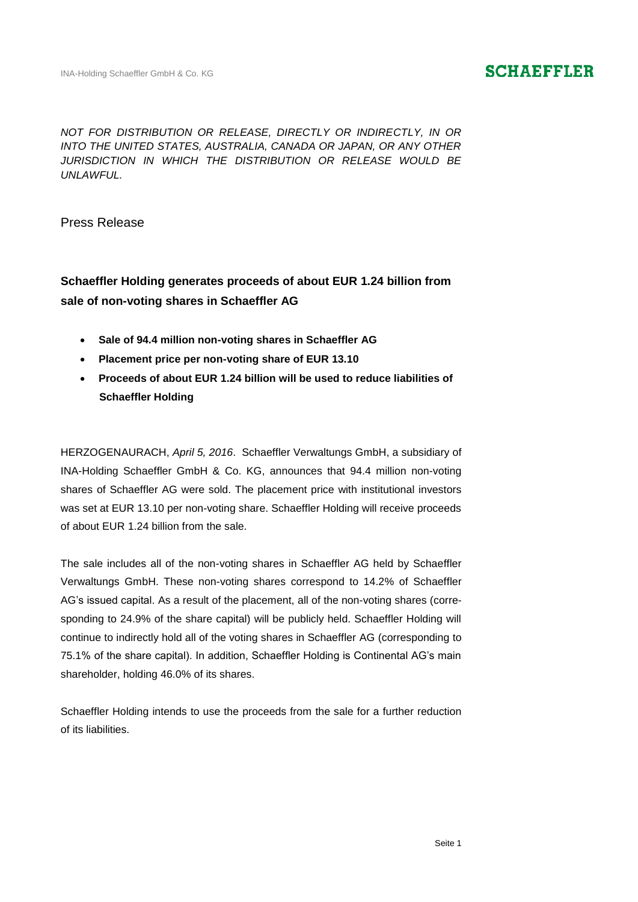*NOT FOR DISTRIBUTION OR RELEASE, DIRECTLY OR INDIRECTLY, IN OR INTO THE UNITED STATES, AUSTRALIA, CANADA OR JAPAN, OR ANY OTHER JURISDICTION IN WHICH THE DISTRIBUTION OR RELEASE WOULD BE UNLAWFUL.*

Press Release

## Schaeffler Holding generates proceeds of about EUR 1.24 billion from sale of non-voting shares in Schaeffler AG

- **Sale of 94.4 million non-voting shares in Schaeffler AG**
- **Placement price per non-voting share of EUR 13.10**
- **Proceeds of about EUR 1.24 billion will be used to reduce liabilities of Schaeffler Holding**

HERZOGENAURACH, *April 5, 2016*. Schaeffler Verwaltungs GmbH, a subsidiary of INA-Holding Schaeffler GmbH & Co. KG, announces that 94.4 million non-voting shares of Schaeffler AG were sold. The placement price with institutional investors was set at EUR 13.10 per non-voting share. Schaeffler Holding will receive proceeds of about EUR 1.24 billion from the sale.

The sale includes all of the non-voting shares in Schaeffler AG held by Schaeffler Verwaltungs GmbH. These non-voting shares correspond to 14.2% of Schaeffler AG's issued capital. As a result of the placement, all of the non-voting shares (corresponding to 24.9% of the share capital) will be publicly held. Schaeffler Holding will continue to indirectly hold all of the voting shares in Schaeffler AG (corresponding to 75.1% of the share capital). In addition, Schaeffler Holding is Continental AG's main shareholder, holding 46.0% of its shares.

Schaeffler Holding intends to use the proceeds from the sale for a further reduction of its liabilities.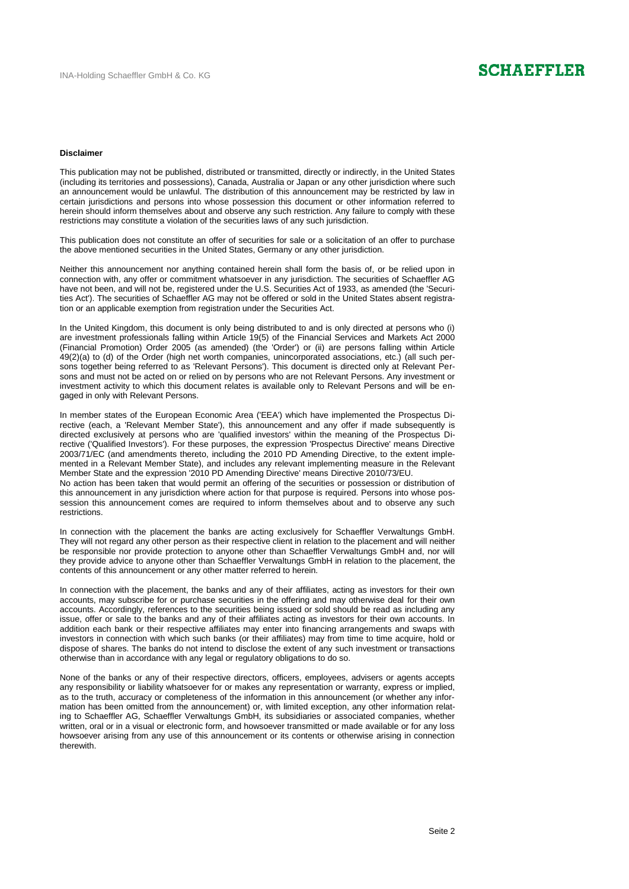**Disclaimer**

This publication may not be published, distributed or transmitted, directly or indirectly, in the United States (including its territories and possessions), Canada, Australia or Japan or any other jurisdiction where such an announcement would be unlawful. The distribution of this announcement may be restricted by law in certain jurisdictions and persons into whose possession this document or other information referred to herein should inform themselves about and observe any such restriction. Any failure to comply with these restrictions may constitute a violation of the securities laws of any such jurisdiction.

This publication does not constitute an offer of securities for sale or a solicitation of an offer to purchase the above mentioned securities in the United States, Germany or any other jurisdiction.

Neither this announcement nor anything contained herein shall form the basis of, or be relied upon in connection with, any offer or commitment whatsoever in any jurisdiction. The securities of Schaeffler AG have not been, and will not be, registered under the U.S. Securities Act of 1933, as amended (the 'Securities Act'). The securities of Schaeffler AG may not be offered or sold in the United States absent registration or an applicable exemption from registration under the Securities Act.

In the United Kingdom, this document is only being distributed to and is only directed at persons who (i) are investment professionals falling within Article 19(5) of the Financial Services and Markets Act 2000 (Financial Promotion) Order 2005 (as amended) (the 'Order') or (ii) are persons falling within Article 49(2)(a) to (d) of the Order (high net worth companies, unincorporated associations, etc.) (all such persons together being referred to as 'Relevant Persons'). This document is directed only at Relevant Persons and must not be acted on or relied on by persons who are not Relevant Persons. Any investment or investment activity to which this document relates is available only to Relevant Persons and will be engaged in only with Relevant Persons.

In member states of the European Economic Area ('EEA') which have implemented the Prospectus Directive (each, a 'Relevant Member State'), this announcement and any offer if made subsequently is directed exclusively at persons who are 'qualified investors' within the meaning of the Prospectus Directive ('Qualified Investors'). For these purposes, the expression 'Prospectus Directive' means Directive 2003/71/EC (and amendments thereto, including the 2010 PD Amending Directive, to the extent implemented in a Relevant Member State), and includes any relevant implementing measure in the Relevant Member State and the expression '2010 PD Amending Directive' means Directive 2010/73/EU.
No action has been taken that would permit an offering of the securities or possession or distribution of this announcement in any jurisdiction where action for that purpose is required. Persons into whose possession this announcement comes are required to inform themselves about and to observe any such restrictions.

In connection with the placement the banks are acting exclusively for Schaeffler Verwaltungs GmbH. They will not regard any other person as their respective client in relation to the placement and will neither be responsible nor provide protection to anyone other than Schaeffler Verwaltungs GmbH and, nor will they provide advice to anyone other than Schaeffler Verwaltungs GmbH in relation to the placement, the contents of this announcement or any other matter referred to herein.

In connection with the placement, the banks and any of their affiliates, acting as investors for their own accounts, may subscribe for or purchase securities in the offering and may otherwise deal for their own accounts. Accordingly, references to the securities being issued or sold should be read as including any issue, offer or sale to the banks and any of their affiliates acting as investors for their own accounts. In addition each bank or their respective affiliates may enter into financing arrangements and swaps with investors in connection with which such banks (or their affiliates) may from time to time acquire, hold or dispose of shares. The banks do not intend to disclose the extent of any such investment or transactions otherwise than in accordance with any legal or regulatory obligations to do so.

None of the banks or any of their respective directors, officers, employees, advisers or agents accepts any responsibility or liability whatsoever for or makes any representation or warranty, express or implied, as to the truth, accuracy or completeness of the information in this announcement (or whether any information has been omitted from the announcement) or, with limited exception, any other information relating to Schaeffler AG, Schaeffler Verwaltungs GmbH, its subsidiaries or associated companies, whether written, oral or in a visual or electronic form, and howsoever transmitted or made available or for any loss howsoever arising from any use of this announcement or its contents or otherwise arising in connection therewith.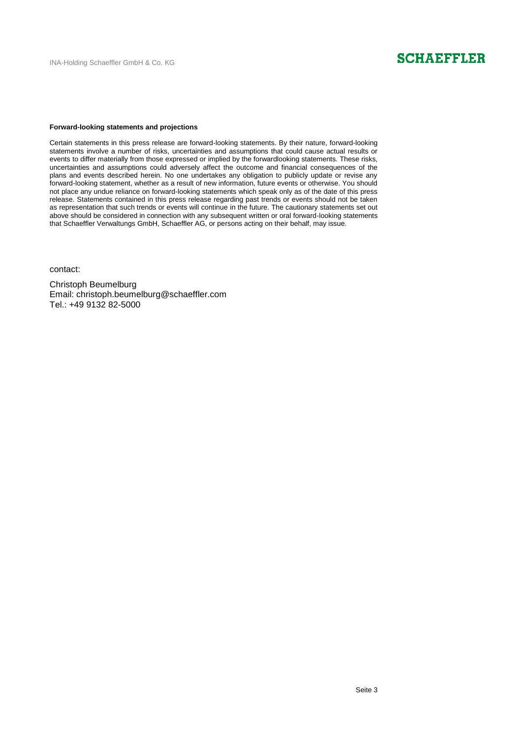**Forward-looking statements and projections**

Certain statements in this press release are forward-looking statements. By their nature, forward-looking statements involve a number of risks, uncertainties and assumptions that could cause actual results or events to differ materially from those expressed or implied by the forwardlooking statements. These risks, uncertainties and assumptions could adversely affect the outcome and financial consequences of the plans and events described herein. No one undertakes any obligation to publicly update or revise any forward-looking statement, whether as a result of new information, future events or otherwise. You should not place any undue reliance on forward-looking statements which speak only as of the date of this press release. Statements contained in this press release regarding past trends or events should not be taken as representation that such trends or events will continue in the future. The cautionary statements set out above should be considered in connection with any subsequent written or oral forward-looking statements that Schaeffler Verwaltungs GmbH, Schaeffler AG, or persons acting on their behalf, may issue.

contact:

Christoph Beumelburg
Email: christoph.beumelburg@schaeffler.com
Tel.: +49 9132 82-5000